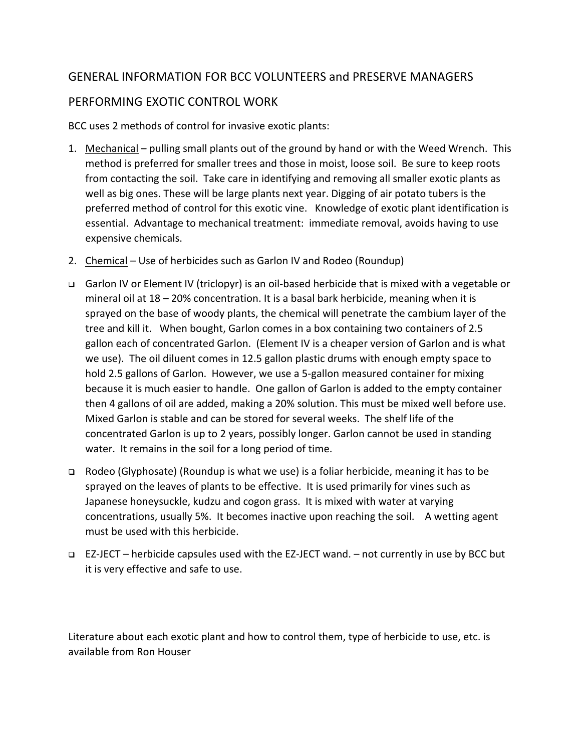## GENERAL INFORMATION FOR BCC VOLUNTEERS and PRESERVE MANAGERS

## PERFORMING EXOTIC CONTROL WORK

BCC uses 2 methods of control for invasive exotic plants:

1. <u>Mechanical</u> – pulling small plants out of the ground by hand or with the Weed Wrench. This method is preferred for smaller trees and those in moist, loose soil. Be sure to keep roots from contacting the soil. Take care in identifying and removing all smaller exotic plants as well as big ones. These will be large plants next year. Digging of air potato tubers is the preferred method of control for this exotic vine. Knowledge of exotic plant identification is essential. Advantage to mechanical treatment: immediate removal, avoids having to use expensive chemicals.

2. <u>Chemical</u> – Use of herbicides such as Garlon IV and Rodeo (Roundup)

- Garlon IV or Element IV (triclopyr) is an oil-based herbicide that is mixed with a vegetable or mineral oil at 18 – 20% concentration. It is a basal bark herbicide, meaning when it is sprayed on the base of woody plants, the chemical will penetrate the cambium layer of the tree and kill it. When bought, Garlon comes in a box containing two containers of 2.5 gallon each of concentrated Garlon. (Element IV is a cheaper version of Garlon and is what we use). The oil diluent comes in 12.5 gallon plastic drums with enough empty space to hold 2.5 gallons of Garlon. However, we use a 5-gallon measured container for mixing because it is much easier to handle. One gallon of Garlon is added to the empty container then 4 gallons of oil are added, making a 20% solution. This must be mixed well before use. Mixed Garlon is stable and can be stored for several weeks. The shelf life of the concentrated Garlon is up to 2 years, possibly longer. Garlon cannot be used in standing water. It remains in the soil for a long period of time.

- Rodeo (Glyphosate) (Roundup is what we use) is a foliar herbicide, meaning it has to be sprayed on the leaves of plants to be effective. It is used primarily for vines such as Japanese honeysuckle, kudzu and cogon grass. It is mixed with water at varying concentrations, usually 5%. It becomes inactive upon reaching the soil. A wetting agent must be used with this herbicide.

- EZ-JECT – herbicide capsules used with the EZ-JECT wand. – not currently in use by BCC but it is very effective and safe to use.

Literature about each exotic plant and how to control them, type of herbicide to use, etc. is available from Ron Houser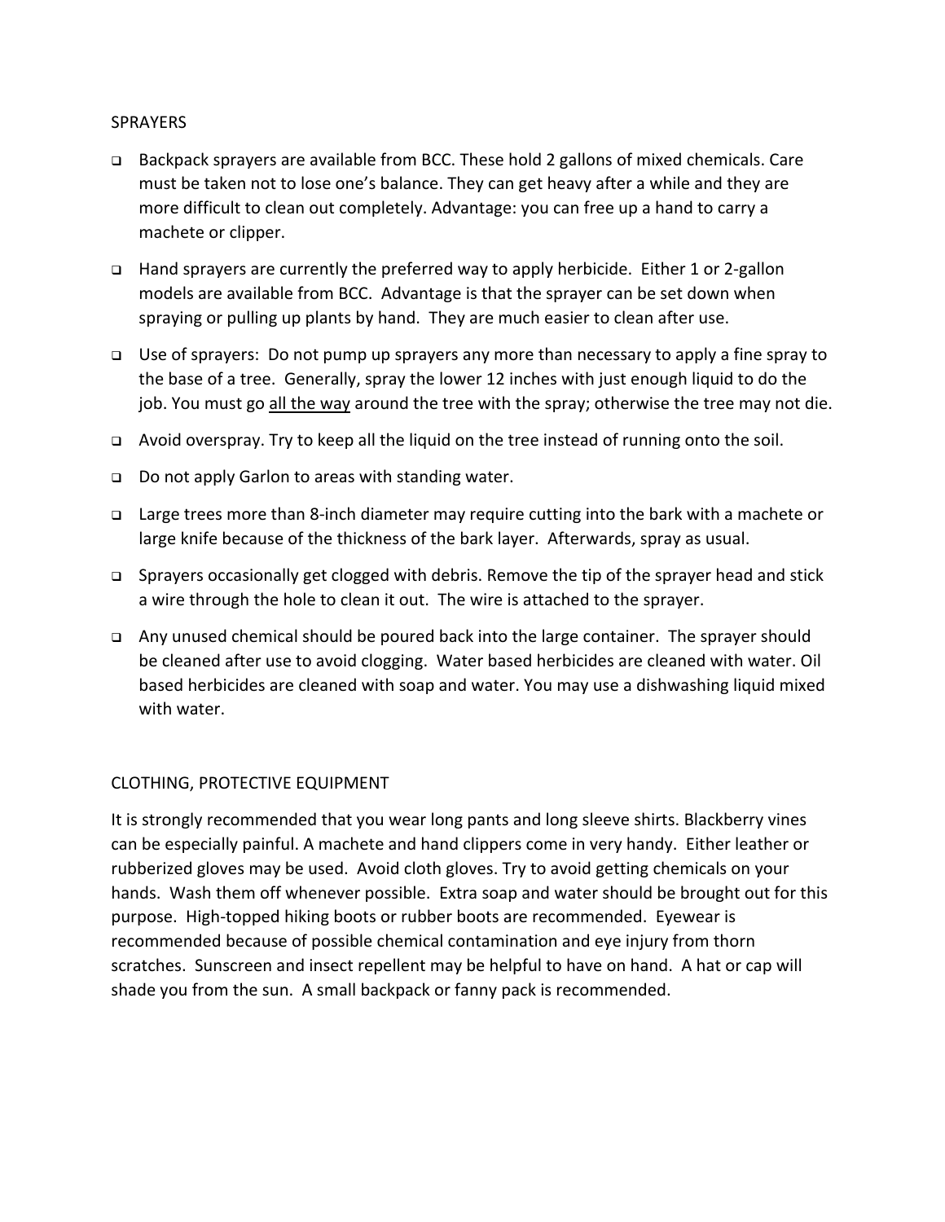## SPRAYERS

- Backpack sprayers are available from BCC. These hold 2 gallons of mixed chemicals. Care must be taken not to lose one's balance. They can get heavy after a while and they are more difficult to clean out completely. Advantage: you can free up a hand to carry a machete or clipper.
- Hand sprayers are currently the preferred way to apply herbicide. Either 1 or 2-gallon models are available from BCC. Advantage is that the sprayer can be set down when spraying or pulling up plants by hand. They are much easier to clean after use.
- Use of sprayers: Do not pump up sprayers any more than necessary to apply a fine spray to the base of a tree. Generally, spray the lower 12 inches with just enough liquid to do the job. You must go <u>all the way</u> around the tree with the spray; otherwise the tree may not die.
- Avoid overspray. Try to keep all the liquid on the tree instead of running onto the soil.
- Do not apply Garlon to areas with standing water.
- Large trees more than 8-inch diameter may require cutting into the bark with a machete or large knife because of the thickness of the bark layer. Afterwards, spray as usual.
- Sprayers occasionally get clogged with debris. Remove the tip of the sprayer head and stick a wire through the hole to clean it out. The wire is attached to the sprayer.
- Any unused chemical should be poured back into the large container. The sprayer should be cleaned after use to avoid clogging. Water based herbicides are cleaned with water. Oil based herbicides are cleaned with soap and water. You may use a dishwashing liquid mixed with water.

## CLOTHING, PROTECTIVE EQUIPMENT

It is strongly recommended that you wear long pants and long sleeve shirts. Blackberry vines can be especially painful. A machete and hand clippers come in very handy. Either leather or rubberized gloves may be used. Avoid cloth gloves. Try to avoid getting chemicals on your hands. Wash them off whenever possible. Extra soap and water should be brought out for this purpose. High-topped hiking boots or rubber boots are recommended. Eyewear is recommended because of possible chemical contamination and eye injury from thorn scratches. Sunscreen and insect repellent may be helpful to have on hand. A hat or cap will shade you from the sun. A small backpack or fanny pack is recommended.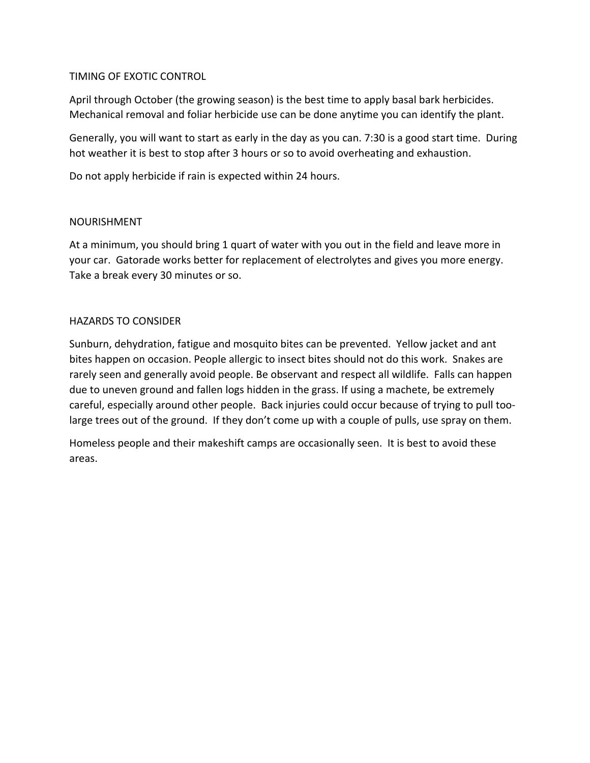## TIMING OF EXOTIC CONTROL

April through October (the growing season) is the best time to apply basal bark herbicides. Mechanical removal and foliar herbicide use can be done anytime you can identify the plant.

Generally, you will want to start as early in the day as you can. 7:30 is a good start time. During hot weather it is best to stop after 3 hours or so to avoid overheating and exhaustion.

Do not apply herbicide if rain is expected within 24 hours.

## NOURISHMENT

At a minimum, you should bring 1 quart of water with you out in the field and leave more in your car. Gatorade works better for replacement of electrolytes and gives you more energy. Take a break every 30 minutes or so.

## HAZARDS TO CONSIDER

Sunburn, dehydration, fatigue and mosquito bites can be prevented. Yellow jacket and ant bites happen on occasion. People allergic to insect bites should not do this work. Snakes are rarely seen and generally avoid people. Be observant and respect all wildlife. Falls can happen due to uneven ground and fallen logs hidden in the grass. If using a machete, be extremely careful, especially around other people. Back injuries could occur because of trying to pull too-large trees out of the ground. If they don't come up with a couple of pulls, use spray on them.

Homeless people and their makeshift camps are occasionally seen. It is best to avoid these areas.